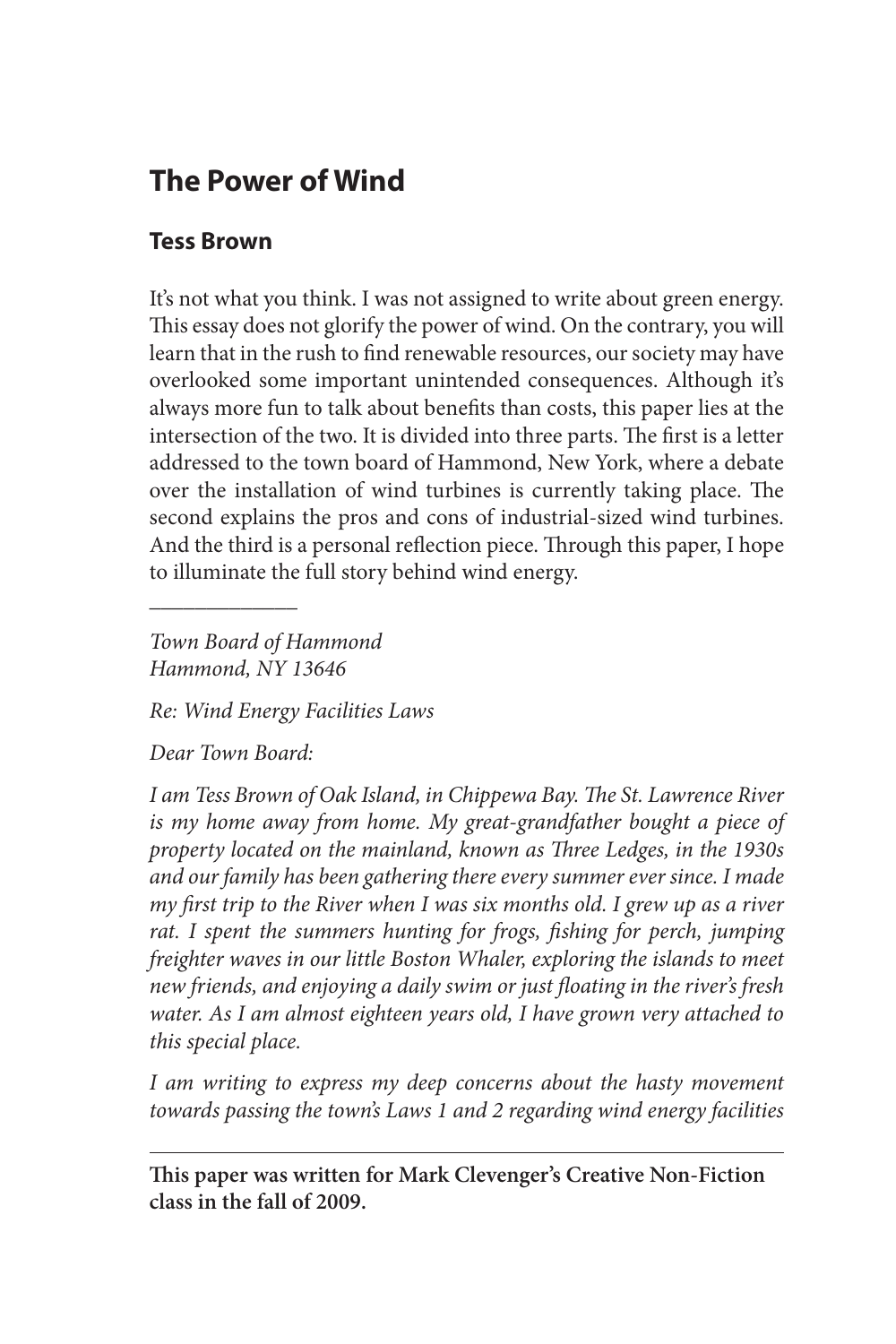# The Power of Wind

## Tess Brown

It's not what you think. I was not assigned to write about green energy. This essay does not glorify the power of wind. On the contrary, you will learn that in the rush to find renewable resources, our society may have overlooked some important unintended consequences. Although it's always more fun to talk about benefits than costs, this paper lies at the intersection of the two. It is divided into three parts. The first is a letter addressed to the town board of Hammond, New York, where a debate over the installation of wind turbines is currently taking place. The second explains the pros and cons of industrial-sized wind turbines. And the third is a personal reflection piece. Through this paper, I hope to illuminate the full story behind wind energy.

---

*Town Board of Hammond*
*Hammond, NY 13646*

*Re: Wind Energy Facilities Laws*

*Dear Town Board:*

*I am Tess Brown of Oak Island, in Chippewa Bay. The St. Lawrence River is my home away from home. My great-grandfather bought a piece of property located on the mainland, known as Three Ledges, in the 1930s and our family has been gathering there every summer ever since. I made my first trip to the River when I was six months old. I grew up as a river rat. I spent the summers hunting for frogs, fishing for perch, jumping freighter waves in our little Boston Whaler, exploring the islands to meet new friends, and enjoying a daily swim or just floating in the river's fresh water. As I am almost eighteen years old, I have grown very attached to this special place.*

*I am writing to express my deep concerns about the hasty movement towards passing the town's Laws 1 and 2 regarding wind energy facilities*

---

**This paper was written for Mark Clevenger's Creative Non-Fiction class in the fall of 2009.**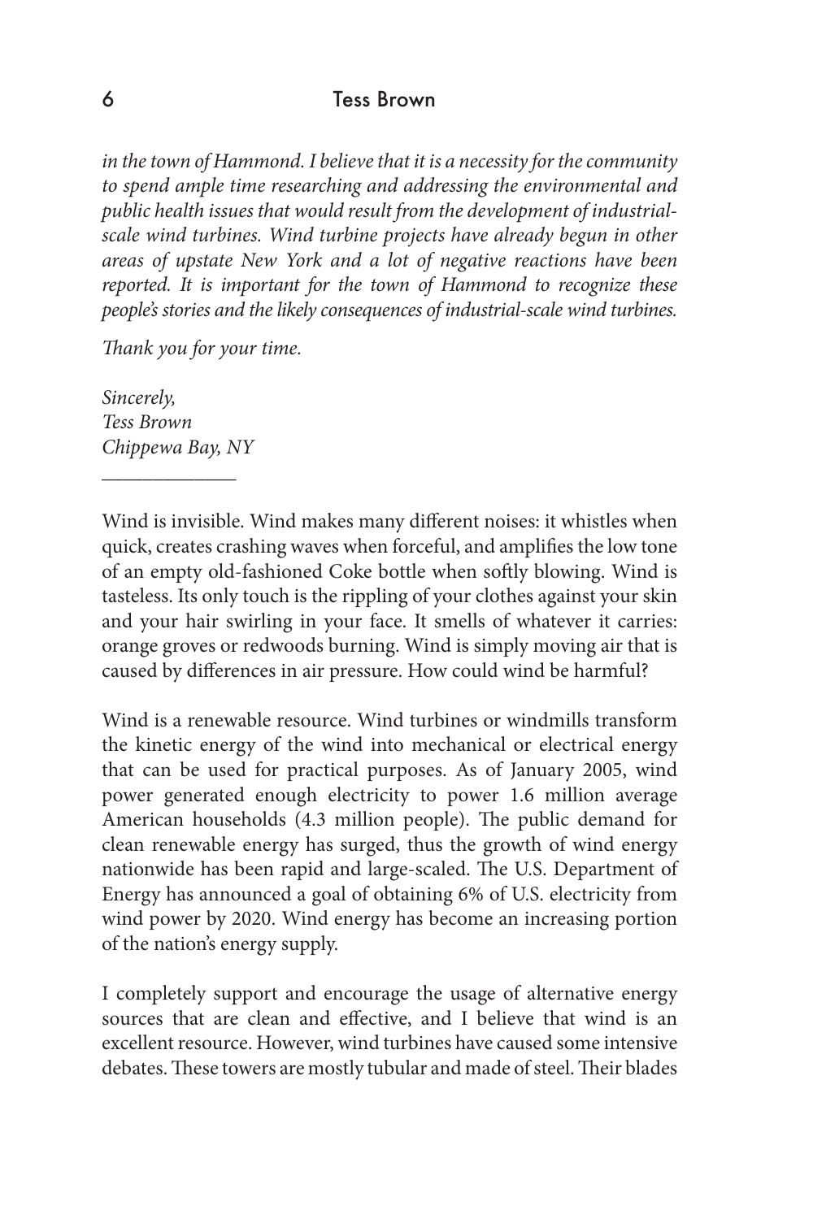*in the town of Hammond. I believe that it is a necessity for the community to spend ample time researching and addressing the environmental and public health issues that would result from the development of industrial-scale wind turbines. Wind turbine projects have already begun in other areas of upstate New York and a lot of negative reactions have been reported. It is important for the town of Hammond to recognize these people's stories and the likely consequences of industrial-scale wind turbines.*

*Thank you for your time.*

*Sincerely,*
*Tess Brown*
*Chippewa Bay, NY*

---

Wind is invisible. Wind makes many different noises: it whistles when quick, creates crashing waves when forceful, and amplifies the low tone of an empty old-fashioned Coke bottle when softly blowing. Wind is tasteless. Its only touch is the rippling of your clothes against your skin and your hair swirling in your face. It smells of whatever it carries: orange groves or redwoods burning. Wind is simply moving air that is caused by differences in air pressure. How could wind be harmful?

Wind is a renewable resource. Wind turbines or windmills transform the kinetic energy of the wind into mechanical or electrical energy that can be used for practical purposes. As of January 2005, wind power generated enough electricity to power 1.6 million average American households (4.3 million people). The public demand for clean renewable energy has surged, thus the growth of wind energy nationwide has been rapid and large-scaled. The U.S. Department of Energy has announced a goal of obtaining 6% of U.S. electricity from wind power by 2020. Wind energy has become an increasing portion of the nation's energy supply.

I completely support and encourage the usage of alternative energy sources that are clean and effective, and I believe that wind is an excellent resource. However, wind turbines have caused some intensive debates. These towers are mostly tubular and made of steel. Their blades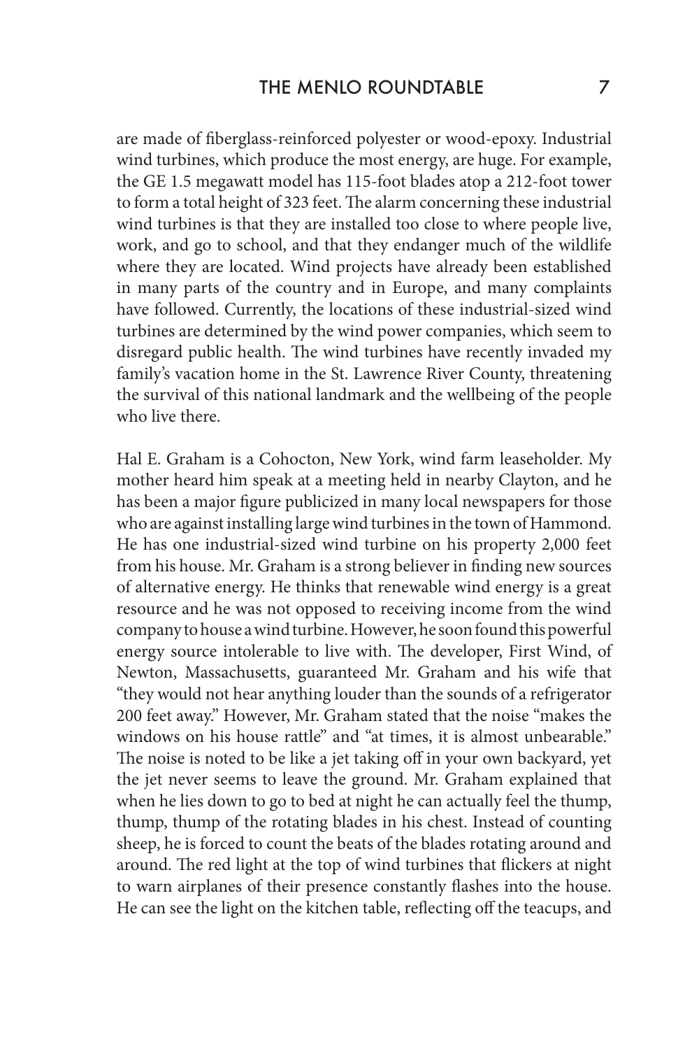are made of fiberglass-reinforced polyester or wood-epoxy. Industrial wind turbines, which produce the most energy, are huge. For example, the GE 1.5 megawatt model has 115-foot blades atop a 212-foot tower to form a total height of 323 feet. The alarm concerning these industrial wind turbines is that they are installed too close to where people live, work, and go to school, and that they endanger much of the wildlife where they are located. Wind projects have already been established in many parts of the country and in Europe, and many complaints have followed. Currently, the locations of these industrial-sized wind turbines are determined by the wind power companies, which seem to disregard public health. The wind turbines have recently invaded my family's vacation home in the St. Lawrence River County, threatening the survival of this national landmark and the wellbeing of the people who live there.

Hal E. Graham is a Cohocton, New York, wind farm leaseholder. My mother heard him speak at a meeting held in nearby Clayton, and he has been a major figure publicized in many local newspapers for those who are against installing large wind turbines in the town of Hammond. He has one industrial-sized wind turbine on his property 2,000 feet from his house. Mr. Graham is a strong believer in finding new sources of alternative energy. He thinks that renewable wind energy is a great resource and he was not opposed to receiving income from the wind company to house a wind turbine. However, he soon found this powerful energy source intolerable to live with. The developer, First Wind, of Newton, Massachusetts, guaranteed Mr. Graham and his wife that "they would not hear anything louder than the sounds of a refrigerator 200 feet away." However, Mr. Graham stated that the noise "makes the windows on his house rattle" and "at times, it is almost unbearable." The noise is noted to be like a jet taking off in your own backyard, yet the jet never seems to leave the ground. Mr. Graham explained that when he lies down to go to bed at night he can actually feel the thump, thump, thump of the rotating blades in his chest. Instead of counting sheep, he is forced to count the beats of the blades rotating around and around. The red light at the top of wind turbines that flickers at night to warn airplanes of their presence constantly flashes into the house. He can see the light on the kitchen table, reflecting off the teacups, and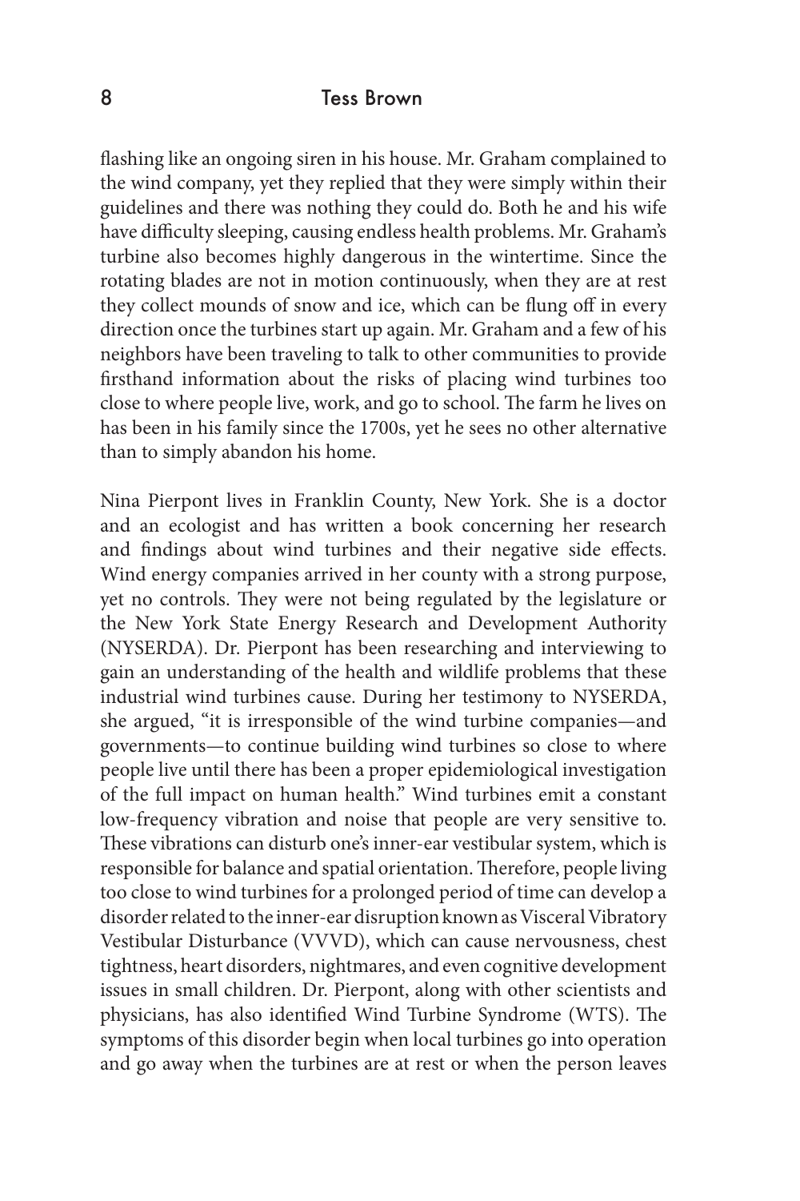flashing like an ongoing siren in his house. Mr. Graham complained to the wind company, yet they replied that they were simply within their guidelines and there was nothing they could do. Both he and his wife have difficulty sleeping, causing endless health problems. Mr. Graham's turbine also becomes highly dangerous in the wintertime. Since the rotating blades are not in motion continuously, when they are at rest they collect mounds of snow and ice, which can be flung off in every direction once the turbines start up again. Mr. Graham and a few of his neighbors have been traveling to talk to other communities to provide firsthand information about the risks of placing wind turbines too close to where people live, work, and go to school. The farm he lives on has been in his family since the 1700s, yet he sees no other alternative than to simply abandon his home.

Nina Pierpont lives in Franklin County, New York. She is a doctor and an ecologist and has written a book concerning her research and findings about wind turbines and their negative side effects. Wind energy companies arrived in her county with a strong purpose, yet no controls. They were not being regulated by the legislature or the New York State Energy Research and Development Authority (NYSERDA). Dr. Pierpont has been researching and interviewing to gain an understanding of the health and wildlife problems that these industrial wind turbines cause. During her testimony to NYSERDA, she argued, "it is irresponsible of the wind turbine companies—and governments—to continue building wind turbines so close to where people live until there has been a proper epidemiological investigation of the full impact on human health." Wind turbines emit a constant low-frequency vibration and noise that people are very sensitive to. These vibrations can disturb one's inner-ear vestibular system, which is responsible for balance and spatial orientation. Therefore, people living too close to wind turbines for a prolonged period of time can develop a disorder related to the inner-ear disruption known as Visceral Vibratory Vestibular Disturbance (VVVD), which can cause nervousness, chest tightness, heart disorders, nightmares, and even cognitive development issues in small children. Dr. Pierpont, along with other scientists and physicians, has also identified Wind Turbine Syndrome (WTS). The symptoms of this disorder begin when local turbines go into operation and go away when the turbines are at rest or when the person leaves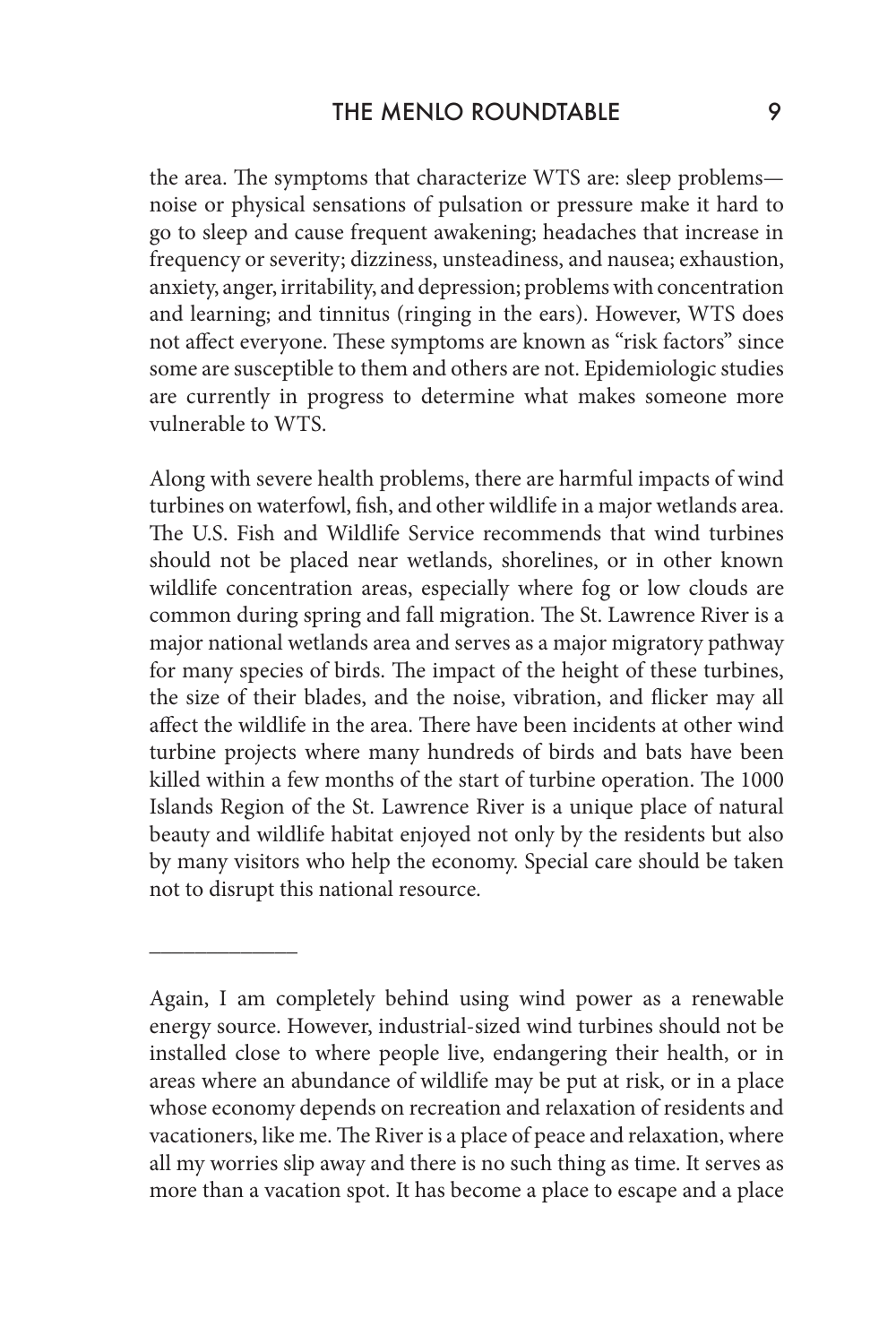the area. The symptoms that characterize WTS are: sleep problems—noise or physical sensations of pulsation or pressure make it hard to go to sleep and cause frequent awakening; headaches that increase in frequency or severity; dizziness, unsteadiness, and nausea; exhaustion, anxiety, anger, irritability, and depression; problems with concentration and learning; and tinnitus (ringing in the ears). However, WTS does not affect everyone. These symptoms are known as "risk factors" since some are susceptible to them and others are not. Epidemiologic studies are currently in progress to determine what makes someone more vulnerable to WTS.

Along with severe health problems, there are harmful impacts of wind turbines on waterfowl, fish, and other wildlife in a major wetlands area. The U.S. Fish and Wildlife Service recommends that wind turbines should not be placed near wetlands, shorelines, or in other known wildlife concentration areas, especially where fog or low clouds are common during spring and fall migration. The St. Lawrence River is a major national wetlands area and serves as a major migratory pathway for many species of birds. The impact of the height of these turbines, the size of their blades, and the noise, vibration, and flicker may all affect the wildlife in the area. There have been incidents at other wind turbine projects where many hundreds of birds and bats have been killed within a few months of the start of turbine operation. The 1000 Islands Region of the St. Lawrence River is a unique place of natural beauty and wildlife habitat enjoyed not only by the residents but also by many visitors who help the economy. Special care should be taken not to disrupt this national resource.

---

Again, I am completely behind using wind power as a renewable energy source. However, industrial-sized wind turbines should not be installed close to where people live, endangering their health, or in areas where an abundance of wildlife may be put at risk, or in a place whose economy depends on recreation and relaxation of residents and vacationers, like me. The River is a place of peace and relaxation, where all my worries slip away and there is no such thing as time. It serves as more than a vacation spot. It has become a place to escape and a place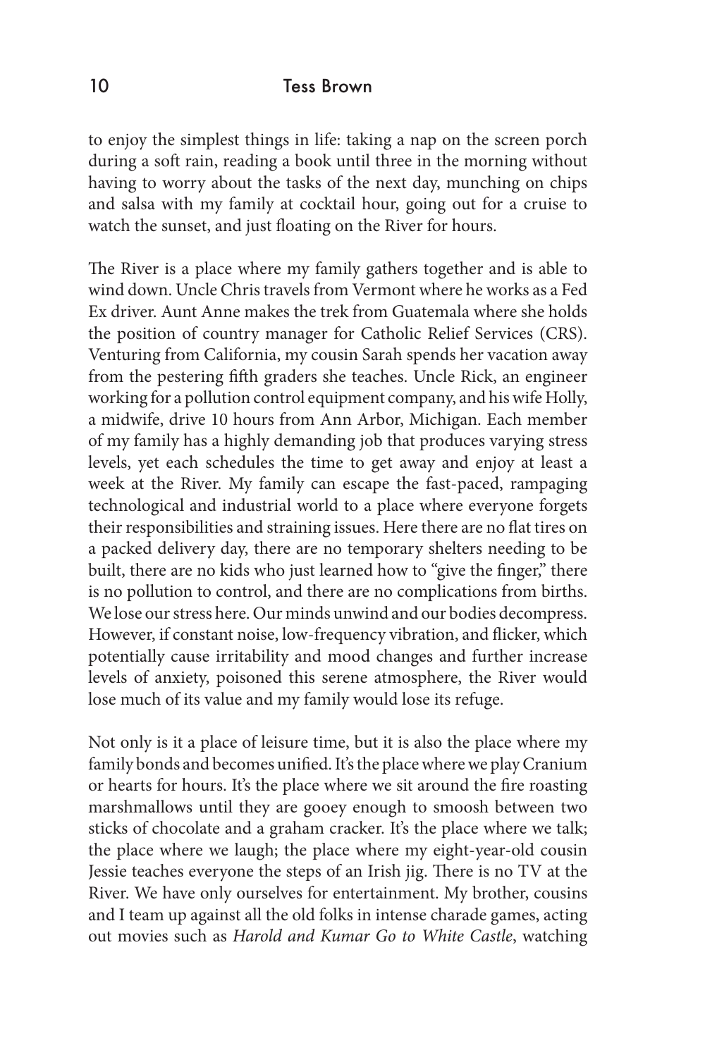to enjoy the simplest things in life: taking a nap on the screen porch during a soft rain, reading a book until three in the morning without having to worry about the tasks of the next day, munching on chips and salsa with my family at cocktail hour, going out for a cruise to watch the sunset, and just floating on the River for hours.

The River is a place where my family gathers together and is able to wind down. Uncle Chris travels from Vermont where he works as a Fed Ex driver. Aunt Anne makes the trek from Guatemala where she holds the position of country manager for Catholic Relief Services (CRS). Venturing from California, my cousin Sarah spends her vacation away from the pestering fifth graders she teaches. Uncle Rick, an engineer working for a pollution control equipment company, and his wife Holly, a midwife, drive 10 hours from Ann Arbor, Michigan. Each member of my family has a highly demanding job that produces varying stress levels, yet each schedules the time to get away and enjoy at least a week at the River. My family can escape the fast-paced, rampaging technological and industrial world to a place where everyone forgets their responsibilities and straining issues. Here there are no flat tires on a packed delivery day, there are no temporary shelters needing to be built, there are no kids who just learned how to "give the finger," there is no pollution to control, and there are no complications from births. We lose our stress here. Our minds unwind and our bodies decompress. However, if constant noise, low-frequency vibration, and flicker, which potentially cause irritability and mood changes and further increase levels of anxiety, poisoned this serene atmosphere, the River would lose much of its value and my family would lose its refuge.

Not only is it a place of leisure time, but it is also the place where my family bonds and becomes unified. It's the place where we play Cranium or hearts for hours. It's the place where we sit around the fire roasting marshmallows until they are gooey enough to smoosh between two sticks of chocolate and a graham cracker. It's the place where we talk; the place where we laugh; the place where my eight-year-old cousin Jessie teaches everyone the steps of an Irish jig. There is no TV at the River. We have only ourselves for entertainment. My brother, cousins and I team up against all the old folks in intense charade games, acting out movies such as *Harold and Kumar Go to White Castle*, watching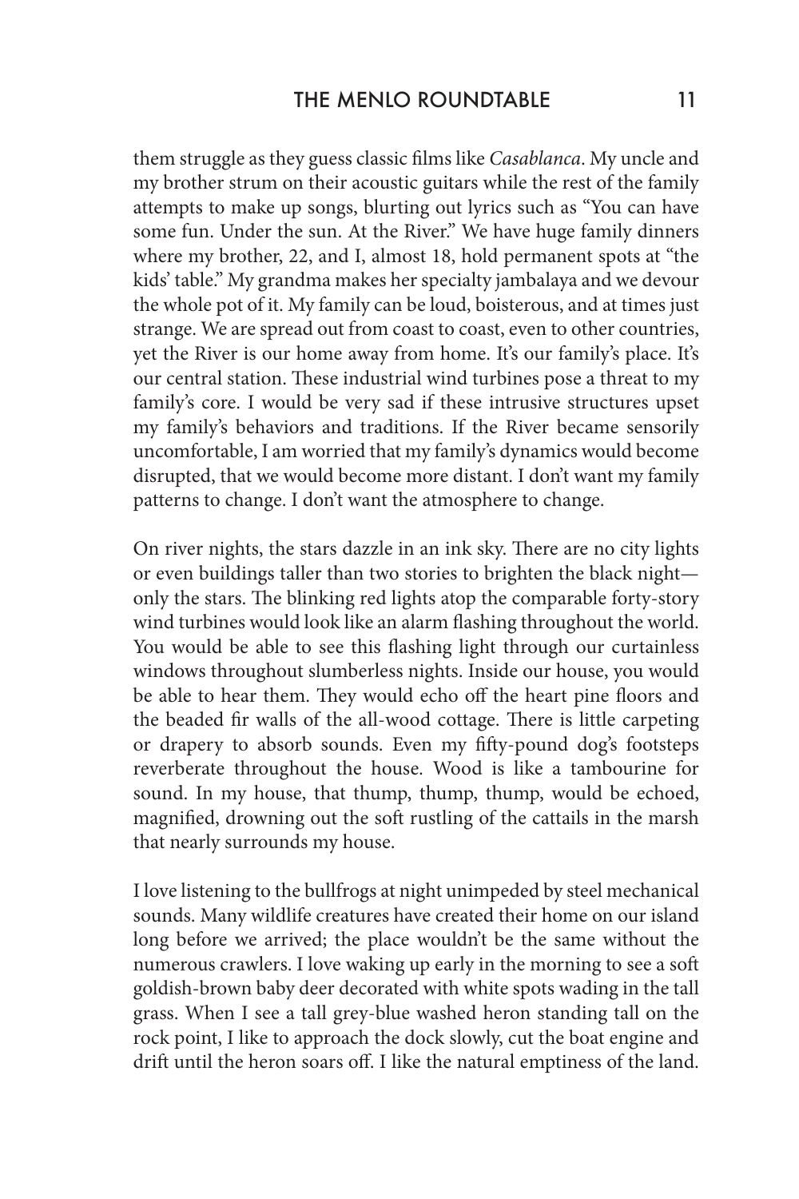them struggle as they guess classic films like *Casablanca*. My uncle and my brother strum on their acoustic guitars while the rest of the family attempts to make up songs, blurting out lyrics such as "You can have some fun. Under the sun. At the River." We have huge family dinners where my brother, 22, and I, almost 18, hold permanent spots at "the kids' table." My grandma makes her specialty jambalaya and we devour the whole pot of it. My family can be loud, boisterous, and at times just strange. We are spread out from coast to coast, even to other countries, yet the River is our home away from home. It's our family's place. It's our central station. These industrial wind turbines pose a threat to my family's core. I would be very sad if these intrusive structures upset my family's behaviors and traditions. If the River became sensorily uncomfortable, I am worried that my family's dynamics would become disrupted, that we would become more distant. I don't want my family patterns to change. I don't want the atmosphere to change.

On river nights, the stars dazzle in an ink sky. There are no city lights or even buildings taller than two stories to brighten the black night—only the stars. The blinking red lights atop the comparable forty-story wind turbines would look like an alarm flashing throughout the world. You would be able to see this flashing light through our curtainless windows throughout slumberless nights. Inside our house, you would be able to hear them. They would echo off the heart pine floors and the beaded fir walls of the all-wood cottage. There is little carpeting or drapery to absorb sounds. Even my fifty-pound dog's footsteps reverberate throughout the house. Wood is like a tambourine for sound. In my house, that thump, thump, thump, would be echoed, magnified, drowning out the soft rustling of the cattails in the marsh that nearly surrounds my house.

I love listening to the bullfrogs at night unimpeded by steel mechanical sounds. Many wildlife creatures have created their home on our island long before we arrived; the place wouldn't be the same without the numerous crawlers. I love waking up early in the morning to see a soft goldish-brown baby deer decorated with white spots wading in the tall grass. When I see a tall grey-blue washed heron standing tall on the rock point, I like to approach the dock slowly, cut the boat engine and drift until the heron soars off. I like the natural emptiness of the land.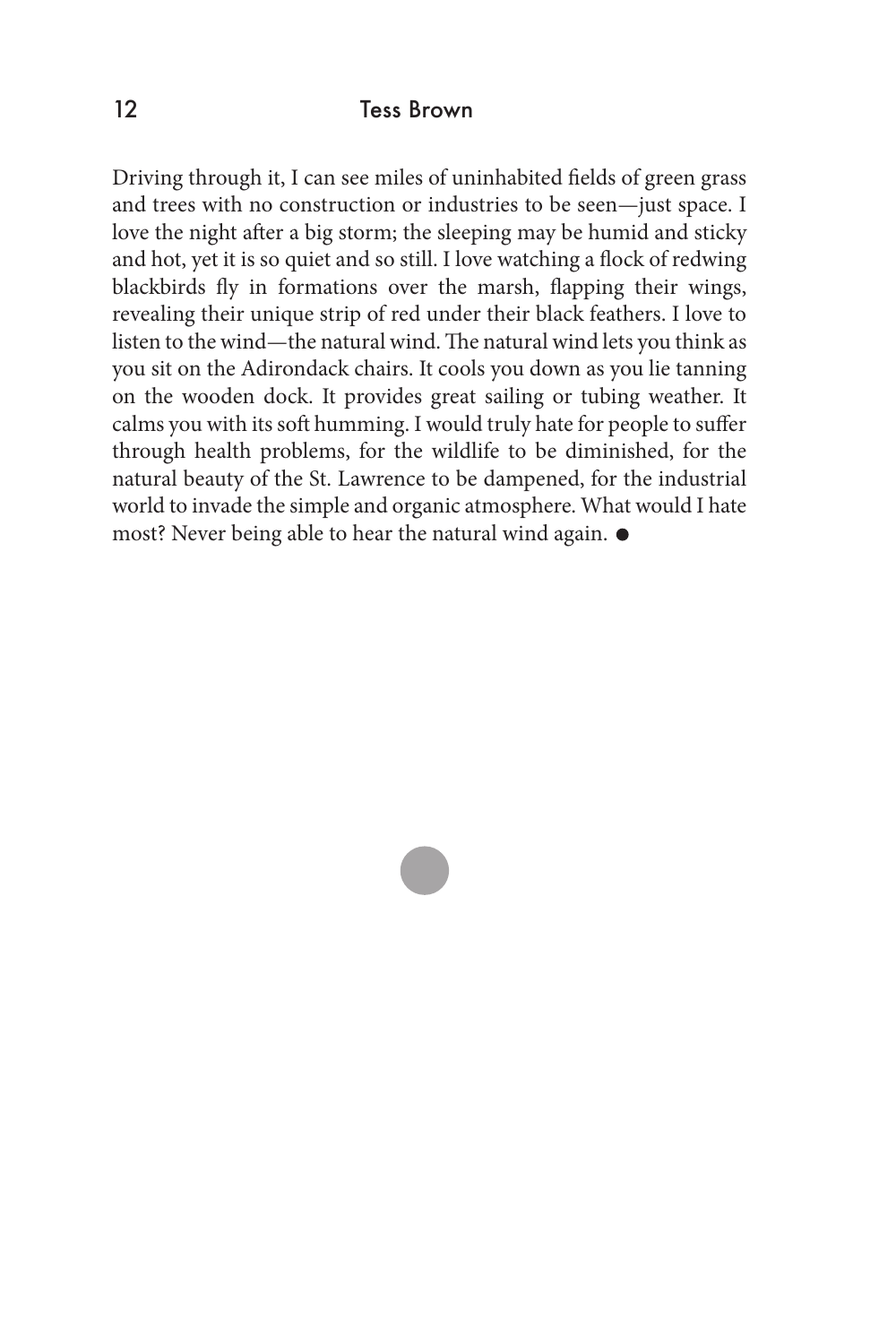Driving through it, I can see miles of uninhabited fields of green grass and trees with no construction or industries to be seen—just space. I love the night after a big storm; the sleeping may be humid and sticky and hot, yet it is so quiet and so still. I love watching a flock of redwing blackbirds fly in formations over the marsh, flapping their wings, revealing their unique strip of red under their black feathers. I love to listen to the wind—the natural wind. The natural wind lets you think as you sit on the Adirondack chairs. It cools you down as you lie tanning on the wooden dock. It provides great sailing or tubing weather. It calms you with its soft humming. I would truly hate for people to suffer through health problems, for the wildlife to be diminished, for the natural beauty of the St. Lawrence to be dampened, for the industrial world to invade the simple and organic atmosphere. What would I hate most? Never being able to hear the natural wind again. ●